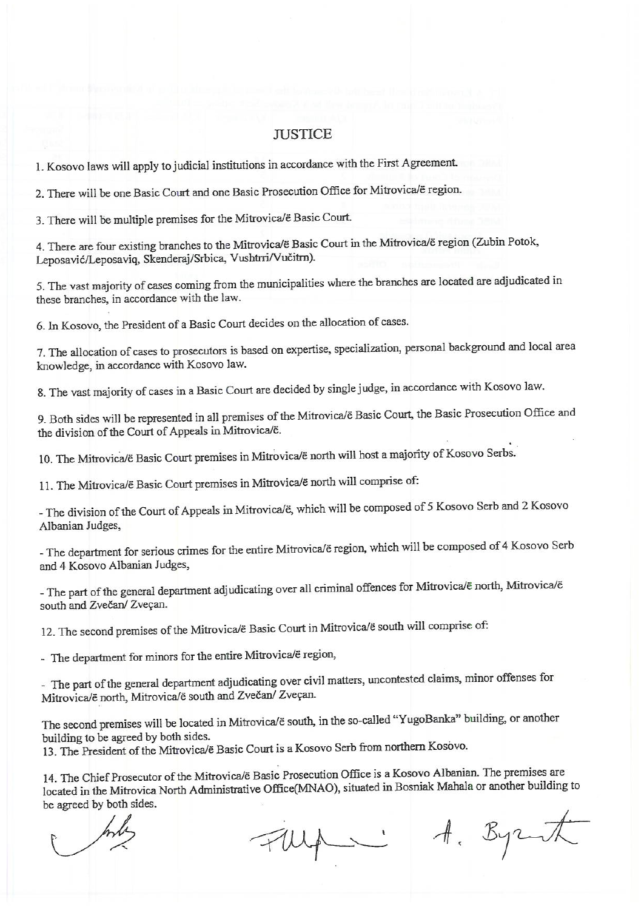# JUSTICE

1. Kosovo laws will apply to judicial institutions in accordance with the First Agreement.

2. There will be one Basic Court and one Basic Prosecution Office for Mitrovica/ë region.

3. There will be multiple premises for the Mitrovica/ë Basic Court.

4. There are four existing branches to the Mitrovica/ë Basic Court in the Mitrovica/ë region (Zubin Potok, Leposavić/Leposaviq, Skenderaj/Srbica, Vushtrri/Vučitrn).

5. The vast majority of cases coming from the municipalities where the branches are located are adjudicated in these branches, in accordance with the law.

6. In Kosovo, the President of a Basic Court decides on the allocation of cases.

7. The allocation of cases to prosecutors is based on expertise, specialization, personal background and local area knowledge, in accordance with Kosovo law.

8. The vast majority of cases in a Basic Court are decided by single judge, in accordance with Kosovo law.

9. Both sides will be represented in all premises of the Mitrovica/ë Basic Court, the Basic Prosecution Office and the division of the Court of Appeals in Mitrovica/ë.

10. The Mitrovica/ë Basic Court premises in Mitrovica/ë north will host a majority of Kosovo Serbs.

11. The Mitrovica/ë Basic Court premises in Mitrovica/ë north will comprise of:

- The division of the Court of Appeals in Mitrovica/ë, which will be composed of 5 Kosovo Serb and 2 Kosovo Albanian Judges,

- The department for serious crimes for the entire Mitrovica/ë region, which will be composed of 4 Kosovo Serb and 4 Kosovo Albanian Judges,

- The part of the general department adjudicating over all criminal offences for Mitrovica/ë north, Mitrovica/ë south and Zvečan/ Zveçan.

12. The second premises of the Mitrovica/ë Basic Court in Mitrovica/ë south will comprise of:

- The department for minors for the entire Mitrovica/ë region,

- The part of the general department adjudicating over civil matters, uncontested claims, minor offenses for Mitrovica/ë north, Mitrovica/ë south and Zvečan/ Zveçan.

The second premises will be located in Mitrovica/ë south, in the so-called "YugoBanka" building, or another building to be agreed by both sides.

13. The President of the Mitrovica/ë Basic Court is a Kosovo Serb from northern Kosovo.

14. The Chief Prosecutor of the Mitrovica/ë Basic Prosecution Office is a Kosovo Albanian. The premises are located in the Mitrovica North Administrative Office(MNAO), situated in Bosniak Mahala or another building to be agreed by both sides.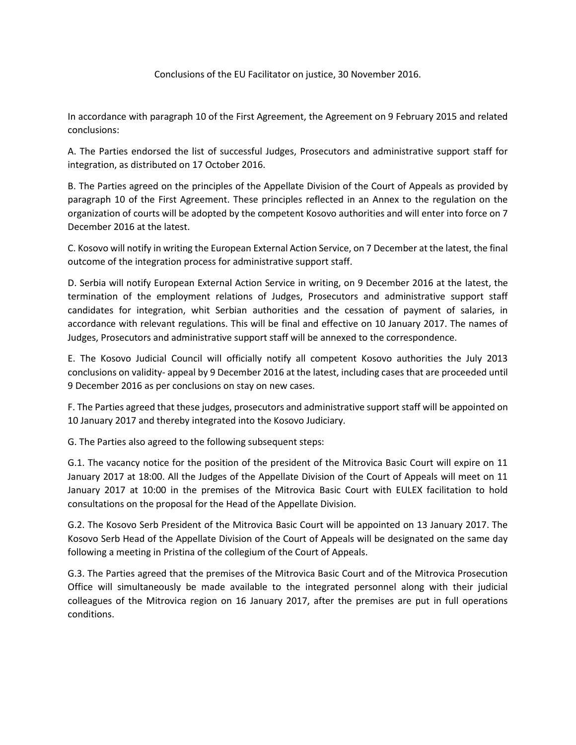Conclusions of the EU Facilitator on justice, 30 November 2016.

In accordance with paragraph 10 of the First Agreement, the Agreement on 9 February 2015 and related conclusions:

A. The Parties endorsed the list of successful Judges, Prosecutors and administrative support staff for integration, as distributed on 17 October 2016.

B. The Parties agreed on the principles of the Appellate Division of the Court of Appeals as provided by paragraph 10 of the First Agreement. These principles reflected in an Annex to the regulation on the organization of courts will be adopted by the competent Kosovo authorities and will enter into force on 7 December 2016 at the latest.

C. Kosovo will notify in writing the European External Action Service, on 7 December at the latest, the final outcome of the integration process for administrative support staff.

D. Serbia will notify European External Action Service in writing, on 9 December 2016 at the latest, the termination of the employment relations of Judges, Prosecutors and administrative support staff candidates for integration, whit Serbian authorities and the cessation of payment of salaries, in accordance with relevant regulations. This will be final and effective on 10 January 2017. The names of Judges, Prosecutors and administrative support staff will be annexed to the correspondence.

E. The Kosovo Judicial Council will officially notify all competent Kosovo authorities the July 2013 conclusions on validity- appeal by 9 December 2016 at the latest, including cases that are proceeded until 9 December 2016 as per conclusions on stay on new cases.

F. The Parties agreed that these judges, prosecutors and administrative support staff will be appointed on 10 January 2017 and thereby integrated into the Kosovo Judiciary.

G. The Parties also agreed to the following subsequent steps:

G.1. The vacancy notice for the position of the president of the Mitrovica Basic Court will expire on 11 January 2017 at 18:00. All the Judges of the Appellate Division of the Court of Appeals will meet on 11 January 2017 at 10:00 in the premises of the Mitrovica Basic Court with EULEX facilitation to hold consultations on the proposal for the Head of the Appellate Division.

G.2. The Kosovo Serb President of the Mitrovica Basic Court will be appointed on 13 January 2017. The Kosovo Serb Head of the Appellate Division of the Court of Appeals will be designated on the same day following a meeting in Pristina of the collegium of the Court of Appeals.

G.3. The Parties agreed that the premises of the Mitrovica Basic Court and of the Mitrovica Prosecution Office will simultaneously be made available to the integrated personnel along with their judicial colleagues of the Mitrovica region on 16 January 2017, after the premises are put in full operations conditions.